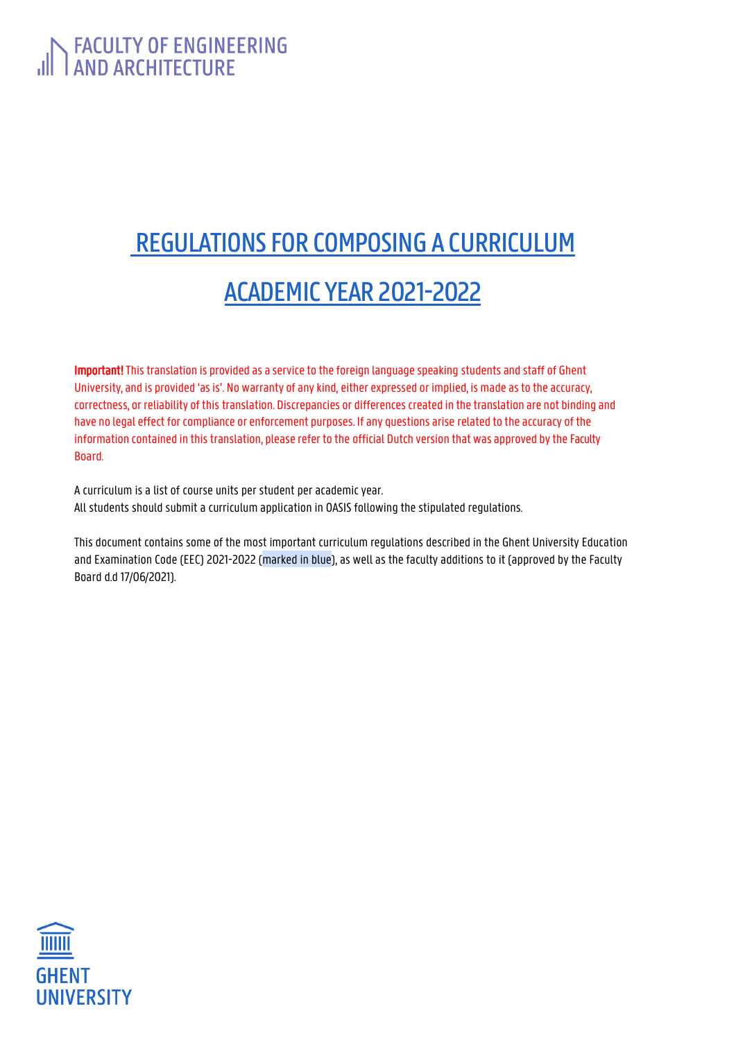FACULTY OF ENGINEERING AND ARCHITECTURE

# REGULATIONS FOR COMPOSING A CURRICULUM

# ACADEMIC YEAR 2021-2022

**Important!** This translation is provided as a service to the foreign language speaking students and staff of Ghent University, and is provided 'as is'. No warranty of any kind, either expressed or implied, is made as to the accuracy, correctness, or reliability of this translation. Discrepancies or differences created in the translation are not binding and have no legal effect for compliance or enforcement purposes. If any questions arise related to the accuracy of the information contained in this translation, please refer to the official Dutch version that was approved by the Faculty Board.

A curriculum is a list of course units per student per academic year.
All students should submit a curriculum application in OASIS following the stipulated regulations.

This document contains some of the most important curriculum regulations described in the Ghent University Education and Examination Code (EEC) 2021-2022 (marked in blue), as well as the faculty additions to it (approved by the Faculty Board d.d 17/06/2021).

GHENT UNIVERSITY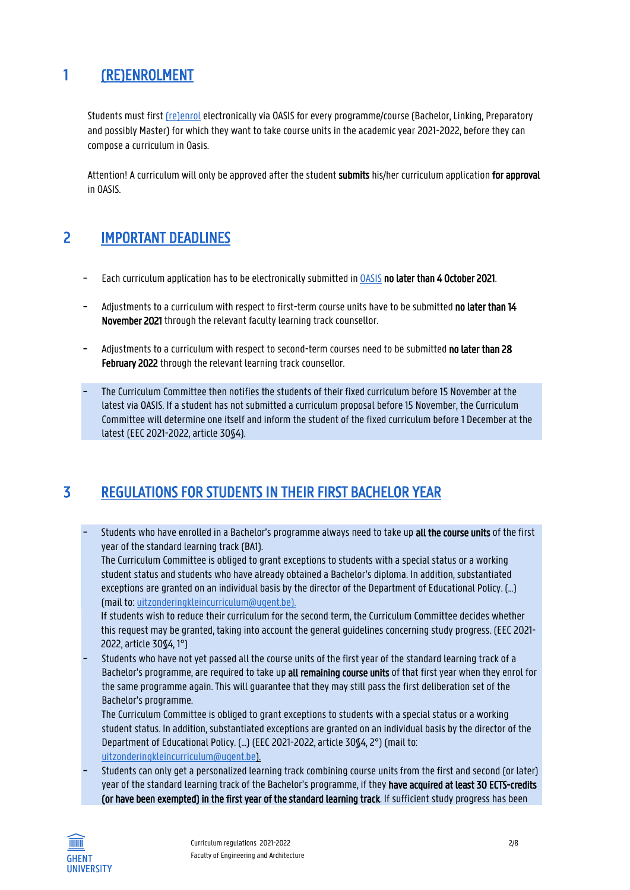# 1 (RE)ENROLMENT

Students must first (re)enrol electronically via OASIS for every programme/course (Bachelor, Linking, Preparatory and possibly Master) for which they want to take course units in the academic year 2021-2022, before they can compose a curriculum in Oasis.

Attention! A curriculum will only be approved after the student **submits** his/her curriculum application **for approval** in OASIS.

# 2 IMPORTANT DEADLINES

- Each curriculum application has to be electronically submitted in OASIS **no later than 4 October 2021**.
- Adjustments to a curriculum with respect to first-term course units have to be submitted **no later than 14 November 2021** through the relevant faculty learning track counsellor.
- Adjustments to a curriculum with respect to second-term courses need to be submitted **no later than 28 February 2022** through the relevant learning track counsellor.
- The Curriculum Committee then notifies the students of their fixed curriculum before 15 November at the latest via OASIS. If a student has not submitted a curriculum proposal before 15 November, the Curriculum Committee will determine one itself and inform the student of the fixed curriculum before 1 December at the latest (EEC 2021-2022, article 30§4).

# 3 REGULATIONS FOR STUDENTS IN THEIR FIRST BACHELOR YEAR

- Students who have enrolled in a Bachelor's programme always need to take up **all the course units** of the first year of the standard learning track (BA1).
  The Curriculum Committee is obliged to grant exceptions to students with a special status or a working student status and students who have already obtained a Bachelor's diploma. In addition, substantiated exceptions are granted on an individual basis by the director of the Department of Educational Policy. (...) (mail to: uitzonderingkleincurriculum@ugent.be).
  If students wish to reduce their curriculum for the second term, the Curriculum Committee decides whether this request may be granted, taking into account the general guidelines concerning study progress. (EEC 2021-2022, article 30§4, 1°)
- Students who have not yet passed all the course units of the first year of the standard learning track of a Bachelor's programme, are required to take up **all remaining course units** of that first year when they enrol for the same programme again. This will guarantee that they may still pass the first deliberation set of the Bachelor's programme.
  The Curriculum Committee is obliged to grant exceptions to students with a special status or a working student status. In addition, substantiated exceptions are granted on an individual basis by the director of the Department of Educational Policy. (...) (EEC 2021-2022, article 30§4, 2°) (mail to: uitzonderingkleincurriculum@ugent.be).
- Students can only get a personalized learning track combining course units from the first and second (or later) year of the standard learning track of the Bachelor's programme, if they **have acquired at least 30 ECTS-credits (or have been exempted) in the first year of the standard learning track**. If sufficient study progress has been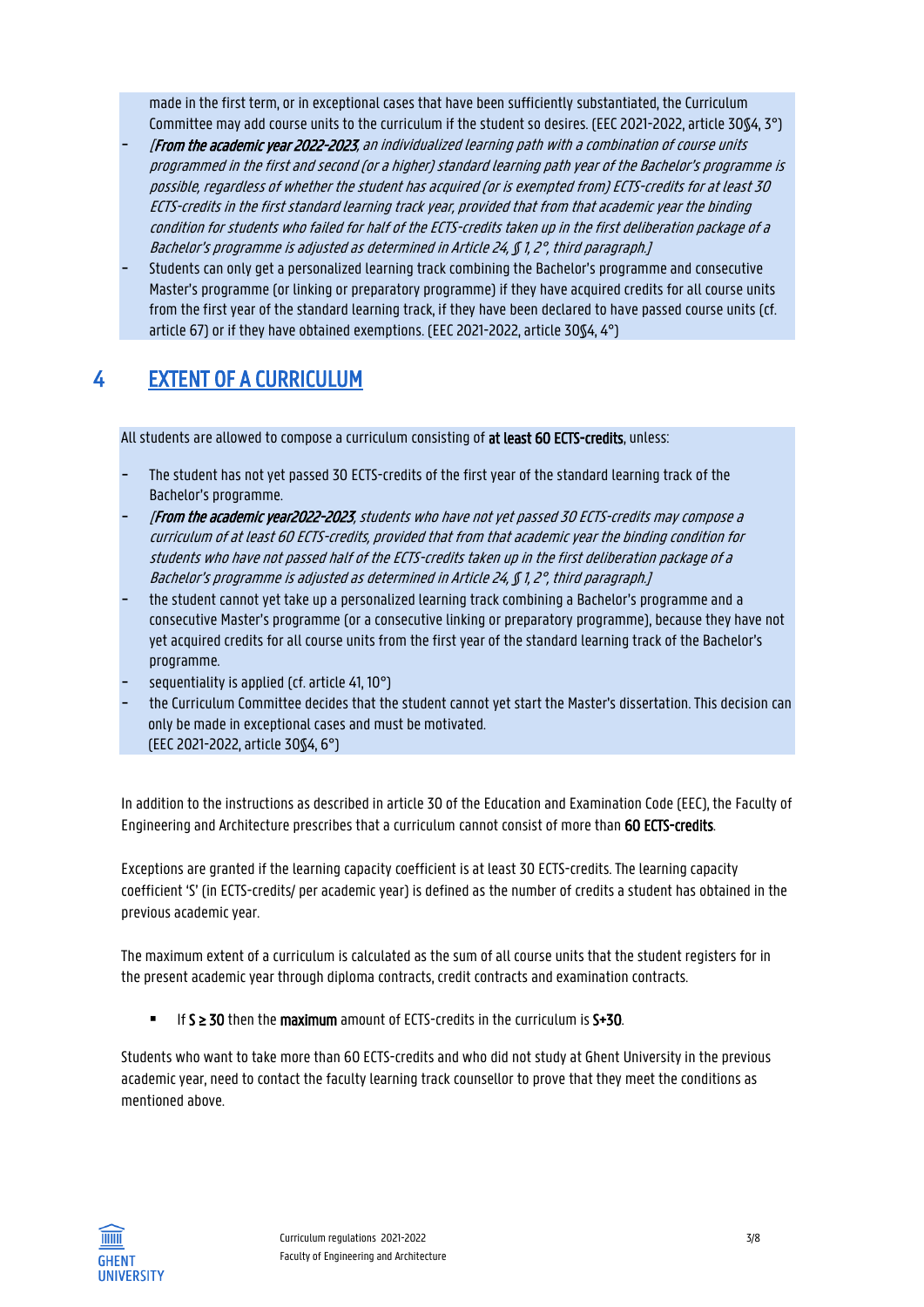made in the first term, or in exceptional cases that have been sufficiently substantiated, the Curriculum Committee may add course units to the curriculum if the student so desires. (EEC 2021-2022, article 30§4, 3°)

- *[**From the academic year 2022-2023**, an individualized learning path with a combination of course units programmed in the first and second (or a higher) standard learning path year of the Bachelor's programme is possible, regardless of whether the student has acquired (or is exempted from) ECTS-credits for at least 30 ECTS-credits in the first standard learning track year, provided that from that academic year the binding condition for students who failed for half of the ECTS-credits taken up in the first deliberation package of a Bachelor's programme is adjusted as determined in Article 24, § 1, 2°, third paragraph.]*
- Students can only get a personalized learning track combining the Bachelor's programme and consecutive Master's programme (or linking or preparatory programme) if they have acquired credits for all course units from the first year of the standard learning track, if they have been declared to have passed course units (cf. article 67) or if they have obtained exemptions. (EEC 2021-2022, article 30§4, 4°)

# 4 EXTENT OF A CURRICULUM

All students are allowed to compose a curriculum consisting of **at least 60 ECTS-credits**, unless:

- The student has not yet passed 30 ECTS-credits of the first year of the standard learning track of the Bachelor's programme.
- *[**From the academic year2022-2023**, students who have not yet passed 30 ECTS-credits may compose a curriculum of at least 60 ECTS-credits, provided that from that academic year the binding condition for students who have not passed half of the ECTS-credits taken up in the first deliberation package of a Bachelor's programme is adjusted as determined in Article 24, § 1, 2°, third paragraph.]*
- the student cannot yet take up a personalized learning track combining a Bachelor's programme and a consecutive Master's programme (or a consecutive linking or preparatory programme), because they have not yet acquired credits for all course units from the first year of the standard learning track of the Bachelor's programme.
- sequentiality is applied (cf. article 41, 10°)
- the Curriculum Committee decides that the student cannot yet start the Master's dissertation. This decision can only be made in exceptional cases and must be motivated.
  (EEC 2021-2022, article 30§4, 6°)

In addition to the instructions as described in article 30 of the Education and Examination Code (EEC), the Faculty of Engineering and Architecture prescribes that a curriculum cannot consist of more than **60 ECTS-credits**.

Exceptions are granted if the learning capacity coefficient is at least 30 ECTS-credits. The learning capacity coefficient 'S' (in ECTS-credits/ per academic year) is defined as the number of credits a student has obtained in the previous academic year.

The maximum extent of a curriculum is calculated as the sum of all course units that the student registers for in the present academic year through diploma contracts, credit contracts and examination contracts.

- If **$S \geq 30$** then the **maximum** amount of ECTS-credits in the curriculum is **$S+30$**.

Students who want to take more than 60 ECTS-credits and who did not study at Ghent University in the previous academic year, need to contact the faculty learning track counsellor to prove that they meet the conditions as mentioned above.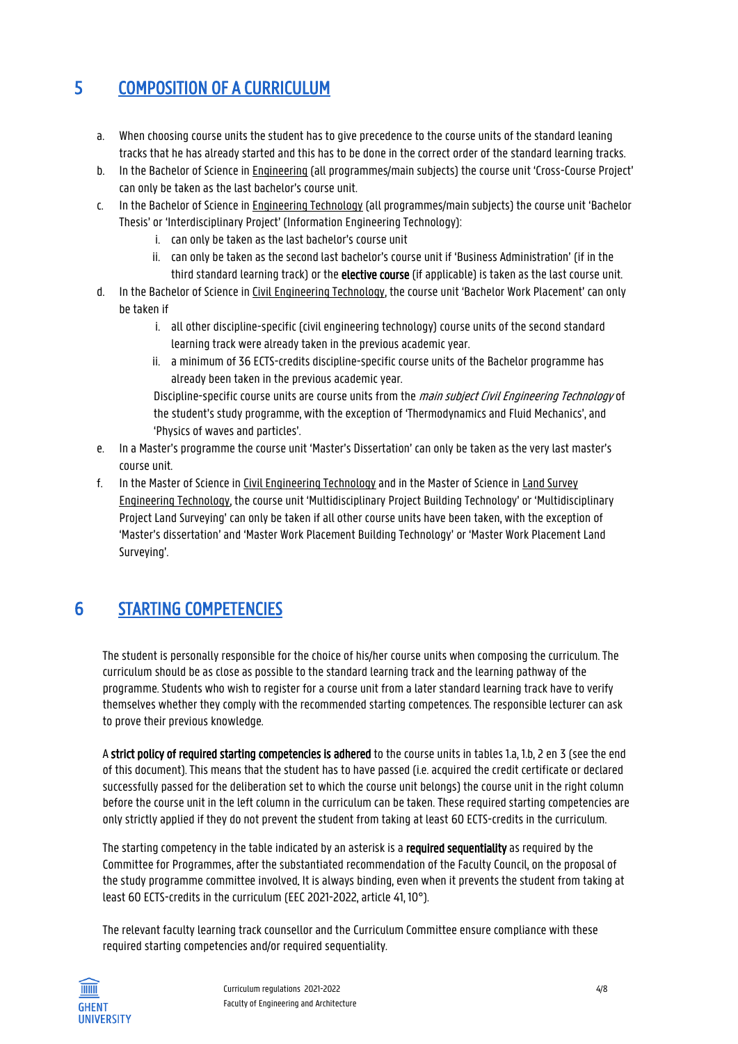## 5 COMPOSITION OF A CURRICULUM

a. When choosing course units the student has to give precedence to the course units of the standard leaning tracks that he has already started and this has to be done in the correct order of the standard learning tracks.

b. In the Bachelor of Science in Engineering (all programmes/main subjects) the course unit 'Cross-Course Project' can only be taken as the last bachelor's course unit.

c. In the Bachelor of Science in Engineering Technology (all programmes/main subjects) the course unit 'Bachelor Thesis' or 'Interdisciplinary Project' (Information Engineering Technology):
   i. can only be taken as the last bachelor's course unit
   ii. can only be taken as the second last bachelor's course unit if 'Business Administration' (if in the third standard learning track) or the **elective course** (if applicable) is taken as the last course unit.

d. In the Bachelor of Science in Civil Engineering Technology, the course unit 'Bachelor Work Placement' can only be taken if
   i. all other discipline-specific (civil engineering technology) course units of the second standard learning track were already taken in the previous academic year.
   ii. a minimum of 36 ECTS-credits discipline-specific course units of the Bachelor programme has already been taken in the previous academic year.

   Discipline-specific course units are course units from the *main subject Civil Engineering Technology* of the student's study programme, with the exception of 'Thermodynamics and Fluid Mechanics', and 'Physics of waves and particles'.

e. In a Master's programme the course unit 'Master's Dissertation' can only be taken as the very last master's course unit.

f. In the Master of Science in Civil Engineering Technology and in the Master of Science in Land Survey Engineering Technology, the course unit 'Multidisciplinary Project Building Technology' or 'Multidisciplinary Project Land Surveying' can only be taken if all other course units have been taken, with the exception of 'Master's dissertation' and 'Master Work Placement Building Technology' or 'Master Work Placement Land Surveying'.

## 6 STARTING COMPETENCIES

The student is personally responsible for the choice of his/her course units when composing the curriculum. The curriculum should be as close as possible to the standard learning track and the learning pathway of the programme. Students who wish to register for a course unit from a later standard learning track have to verify themselves whether they comply with the recommended starting competences. The responsible lecturer can ask to prove their previous knowledge.

A **strict policy of required starting competencies is adhered** to the course units in tables 1.a, 1.b, 2 en 3 (see the end of this document). This means that the student has to have passed (i.e. acquired the credit certificate or declared successfully passed for the deliberation set to which the course unit belongs) the course unit in the right column before the course unit in the left column in the curriculum can be taken. These required starting competencies are only strictly applied if they do not prevent the student from taking at least 60 ECTS-credits in the curriculum.

The starting competency in the table indicated by an asterisk is a **required sequentiality** as required by the Committee for Programmes, after the substantiated recommendation of the Faculty Council, on the proposal of the study programme committee involved. It is always binding, even when it prevents the student from taking at least 60 ECTS-credits in the curriculum (EEC 2021-2022, article 41, 10°).

The relevant faculty learning track counsellor and the Curriculum Committee ensure compliance with these required starting competencies and/or required sequentiality.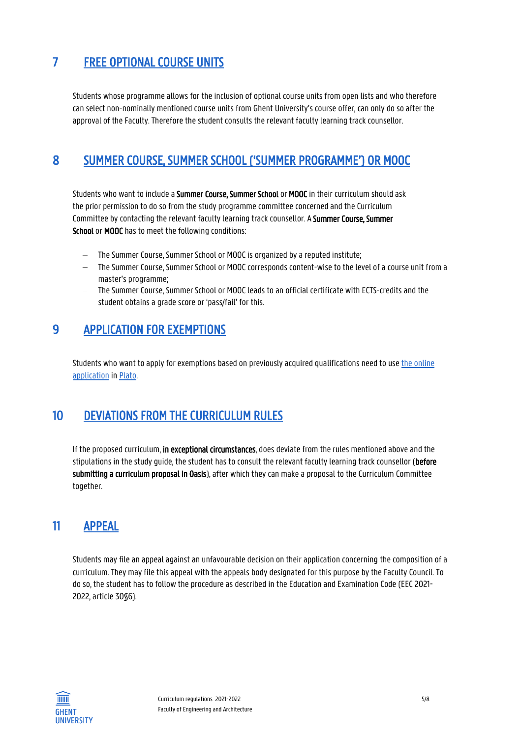## 7 FREE OPTIONAL COURSE UNITS

Students whose programme allows for the inclusion of optional course units from open lists and who therefore can select non-nominally mentioned course units from Ghent University's course offer, can only do so after the approval of the Faculty. Therefore the student consults the relevant faculty learning track counsellor.

## 8 SUMMER COURSE, SUMMER SCHOOL ('SUMMER PROGRAMME') OR MOOC

Students who want to include a **Summer Course, Summer School** or **MOOC** in their curriculum should ask the prior permission to do so from the study programme committee concerned and the Curriculum Committee by contacting the relevant faculty learning track counsellor. A **Summer Course, Summer School** or **MOOC** has to meet the following conditions:

- The Summer Course, Summer School or MOOC is organized by a reputed institute;
- The Summer Course, Summer School or MOOC corresponds content-wise to the level of a course unit from a master's programme;
- The Summer Course, Summer School or MOOC leads to an official certificate with ECTS-credits and the student obtains a grade score or 'pass/fail' for this.

## 9 APPLICATION FOR EXEMPTIONS

Students who want to apply for exemptions based on previously acquired qualifications need to use the online application in Plato.

## 10 DEVIATIONS FROM THE CURRICULUM RULES

If the proposed curriculum, **in exceptional circumstances**, does deviate from the rules mentioned above and the stipulations in the study guide, the student has to consult the relevant faculty learning track counsellor (**before submitting a curriculum proposal in Oasis**), after which they can make a proposal to the Curriculum Committee together.

## 11 APPEAL

Students may file an appeal against an unfavourable decision on their application concerning the composition of a curriculum. They may file this appeal with the appeals body designated for this purpose by the Faculty Council. To do so, the student has to follow the procedure as described in the Education and Examination Code (EEC 2021-2022, article 30§6).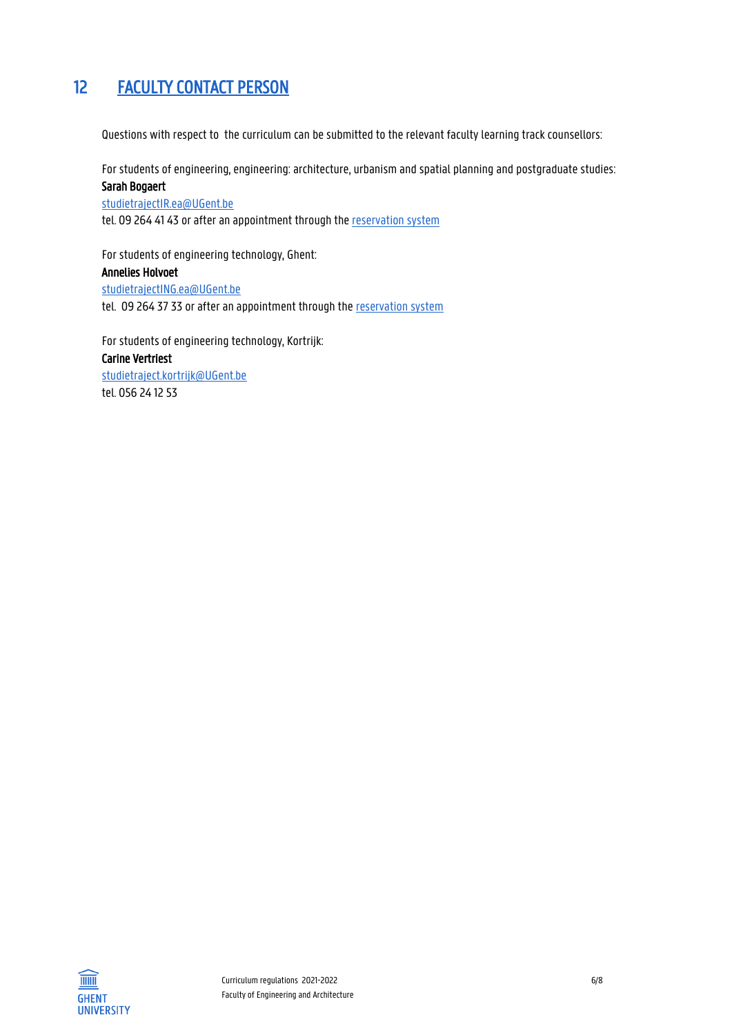# 12 FACULTY CONTACT PERSON

Questions with respect to the curriculum can be submitted to the relevant faculty learning track counsellors:

For students of engineering, engineering: architecture, urbanism and spatial planning and postgraduate studies:
**Sarah Bogaert**
studietrajectIR.ea@UGent.be
tel. 09 264 41 43 or after an appointment through the reservation system

For students of engineering technology, Ghent:
**Annelies Holvoet**
studietrajectING.ea@UGent.be
tel. 09 264 37 33 or after an appointment through the reservation system

For students of engineering technology, Kortrijk:
**Carine Vertriest**
studietraject.kortrijk@UGent.be
tel. 056 24 12 53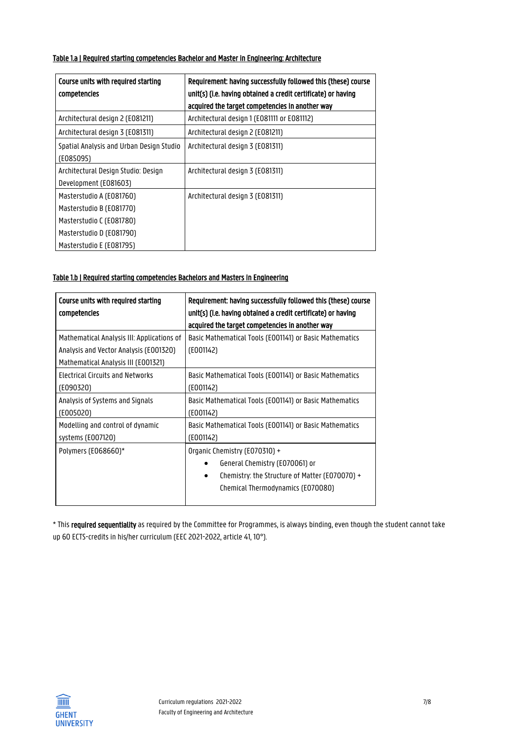**Table 1.a | Required starting competencies Bachelor and Master in Engineering: Architecture**

| Course units with required starting competencies | Requirement: having successfully followed this (these) course unit(s) (i.e. having obtained a credit certificate) or having acquired the target competencies in another way |
|---|---|
| Architectural design 2 (E081211) | Architectural design 1 (E081111 or E081112) |
| Architectural design 3 (E081311) | Architectural design 2 (E081211) |
| Spatial Analysis and Urban Design Studio (E085095) | Architectural design 3 (E081311) |
| Architectural Design Studio: Design Development (E081603) | Architectural design 3 (E081311) |
| Masterstudio A (E081760)<br>Masterstudio B (E081770)<br>Masterstudio C (E081780)<br>Masterstudio D (E081790)<br>Masterstudio E (E081795) | Architectural design 3 (E081311) |

**Table 1.b | Required starting competencies Bachelors and Masters in Engineering**

| Course units with required starting competencies | Requirement: having successfully followed this (these) course unit(s) (i.e. having obtained a credit certificate) or having acquired the target competencies in another way |
|---|---|
| Mathematical Analysis III: Applications of Analysis and Vector Analysis (E001320)<br>Mathematical Analysis III (E001321) | Basic Mathematical Tools (E001141) or Basic Mathematics (E001142) |
| Electrical Circuits and Networks (E090320) | Basic Mathematical Tools (E001141) or Basic Mathematics (E001142) |
| Analysis of Systems and Signals (E005020) | Basic Mathematical Tools (E001141) or Basic Mathematics (E001142) |
| Modelling and control of dynamic systems (E007120) | Basic Mathematical Tools (E001141) or Basic Mathematics (E001142) |
| Polymers (E068660)* | Organic Chemistry (E070310) +<br>• General Chemistry (E070061) or<br>• Chemistry: the Structure of Matter (E070070) + Chemical Thermodynamics (E070080) |

* This **required sequentiality** as required by the Committee for Programmes, is always binding, even though the student cannot take up 60 ECTS-credits in his/her curriculum (EEC 2021-2022, article 41, 10°).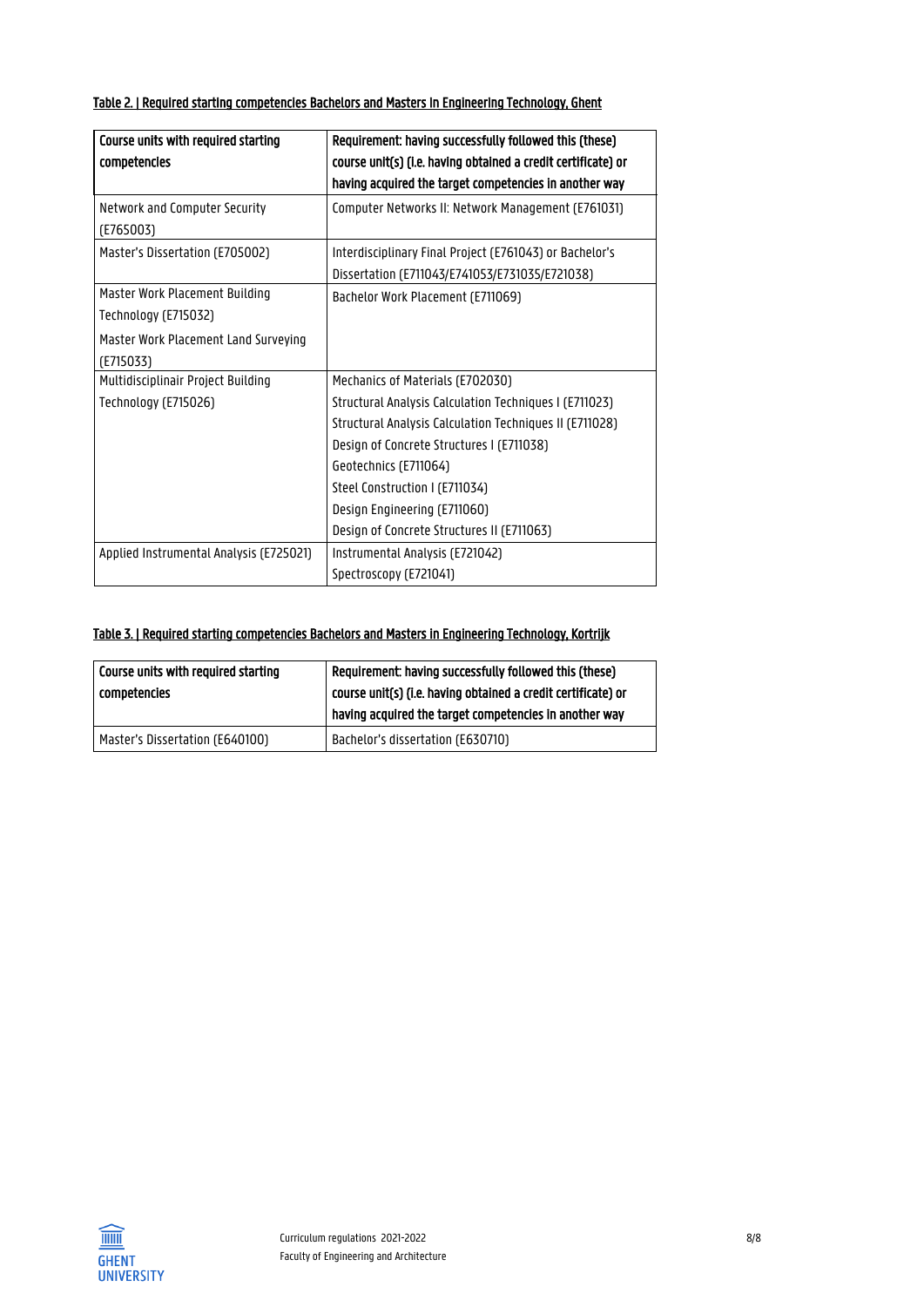**Table 2. | Required starting competencies Bachelors and Masters in Engineering Technology, Ghent**

| Course units with required starting competencies | Requirement: having successfully followed this (these) course unit(s) (i.e. having obtained a credit certificate) or having acquired the target competencies in another way |
|---|---|
| Network and Computer Security (E765003) | Computer Networks II: Network Management (E761031) |
| Master's Dissertation (E705002) | Interdisciplinary Final Project (E761043) or Bachelor's Dissertation (E711043/E741053/E731035/E721038) |
| Master Work Placement Building Technology (E715032)<br>Master Work Placement Land Surveying (E715033) | Bachelor Work Placement (E711069) |
| Multidisciplinair Project Building Technology (E715026) | Mechanics of Materials (E702030)<br>Structural Analysis Calculation Techniques I (E711023)<br>Structural Analysis Calculation Techniques II (E711028)<br>Design of Concrete Structures I (E711038)<br>Geotechnics (E711064)<br>Steel Construction I (E711034)<br>Design Engineering (E711060)<br>Design of Concrete Structures II (E711063) |
| Applied Instrumental Analysis (E725021) | Instrumental Analysis (E721042)<br>Spectroscopy (E721041) |

**Table 3. | Required starting competencies Bachelors and Masters in Engineering Technology, Kortrijk**

| Course units with required starting competencies | Requirement: having successfully followed this (these) course unit(s) (i.e. having obtained a credit certificate) or having acquired the target competencies in another way |
|---|---|
| Master's Dissertation (E640100) | Bachelor's dissertation (E630710) |